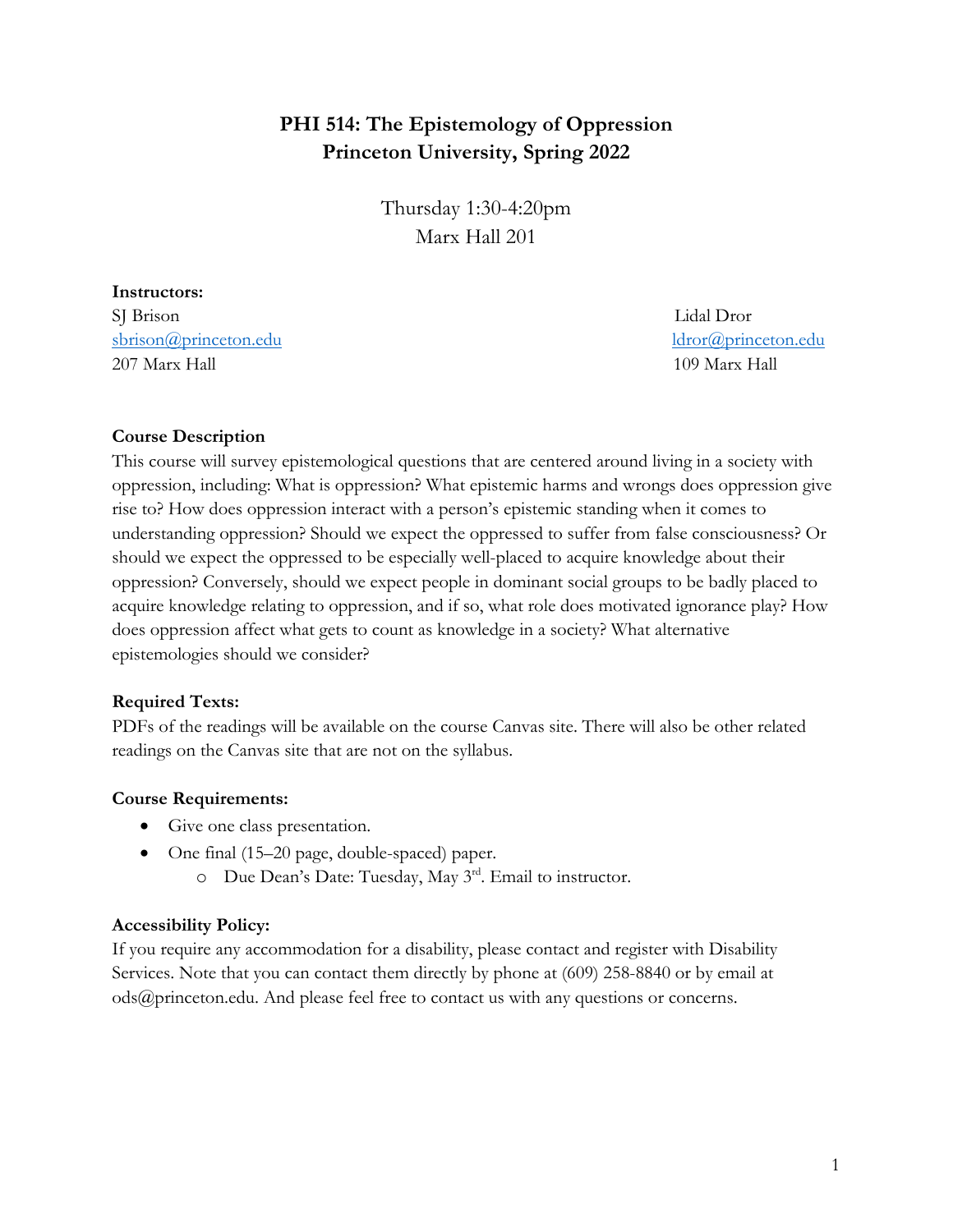# PHI 514: The Epistemology of Oppression
# Princeton University, Spring 2022

Thursday 1:30-4:20pm
Marx Hall 201

**Instructors:**

SJ Brison
sbrison@princeton.edu
207 Marx Hall

Lidal Dror
ldror@princeton.edu
109 Marx Hall

**Course Description**

This course will survey epistemological questions that are centered around living in a society with oppression, including: What is oppression? What epistemic harms and wrongs does oppression give rise to? How does oppression interact with a person's epistemic standing when it comes to understanding oppression? Should we expect the oppressed to suffer from false consciousness? Or should we expect the oppressed to be especially well-placed to acquire knowledge about their oppression? Conversely, should we expect people in dominant social groups to be badly placed to acquire knowledge relating to oppression, and if so, what role does motivated ignorance play? How does oppression affect what gets to count as knowledge in a society? What alternative epistemologies should we consider?

**Required Texts:**

PDFs of the readings will be available on the course Canvas site. There will also be other related readings on the Canvas site that are not on the syllabus.

**Course Requirements:**

- Give one class presentation.
- One final (15–20 page, double-spaced) paper.
  - Due Dean's Date: Tuesday, May 3rd. Email to instructor.

**Accessibility Policy:**

If you require any accommodation for a disability, please contact and register with Disability Services. Note that you can contact them directly by phone at (609) 258-8840 or by email at ods@princeton.edu. And please feel free to contact us with any questions or concerns.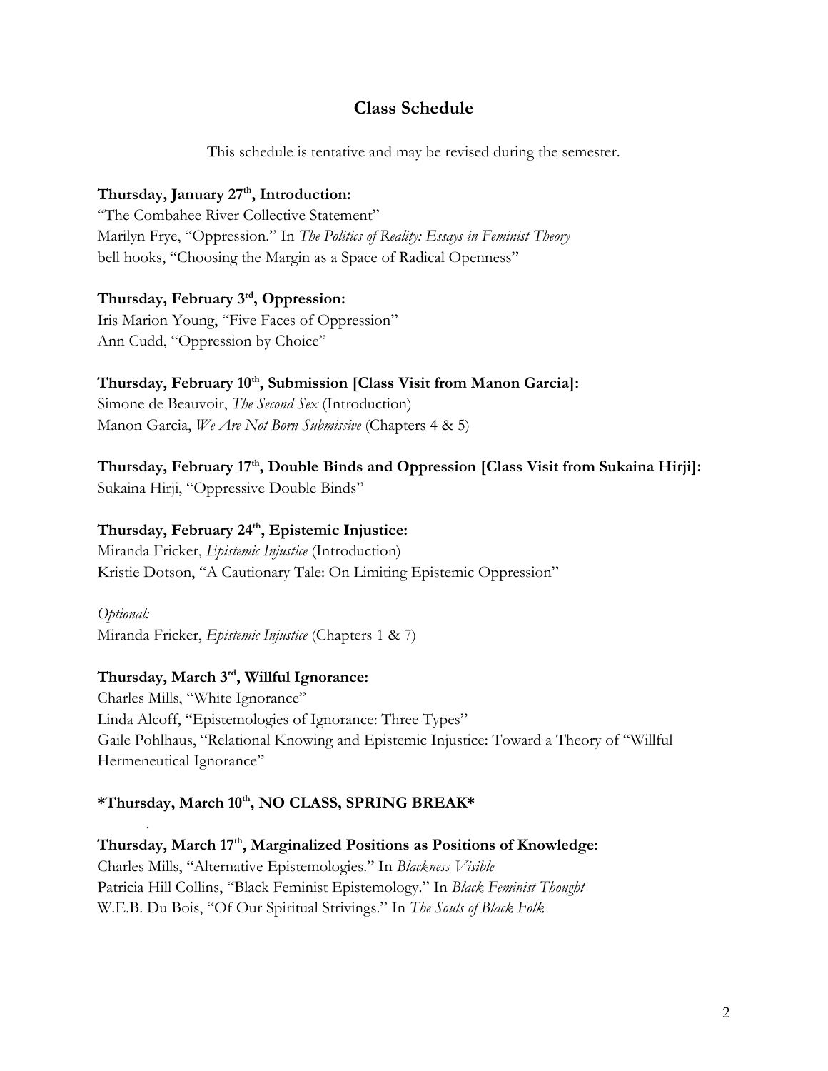## Class Schedule

This schedule is tentative and may be revised during the semester.

**Thursday, January 27th, Introduction:**
"The Combahee River Collective Statement"
Marilyn Frye, "Oppression." In *The Politics of Reality: Essays in Feminist Theory*
bell hooks, "Choosing the Margin as a Space of Radical Openness"

**Thursday, February 3rd, Oppression:**
Iris Marion Young, "Five Faces of Oppression"
Ann Cudd, "Oppression by Choice"

**Thursday, February 10th, Submission [Class Visit from Manon Garcia]:**
Simone de Beauvoir, *The Second Sex* (Introduction)
Manon Garcia, *We Are Not Born Submissive* (Chapters 4 & 5)

**Thursday, February 17th, Double Binds and Oppression [Class Visit from Sukaina Hirji]:**
Sukaina Hirji, "Oppressive Double Binds"

**Thursday, February 24th, Epistemic Injustice:**
Miranda Fricker, *Epistemic Injustice* (Introduction)
Kristie Dotson, "A Cautionary Tale: On Limiting Epistemic Oppression"

*Optional:*
Miranda Fricker, *Epistemic Injustice* (Chapters 1 & 7)

**Thursday, March 3rd, Willful Ignorance:**
Charles Mills, "White Ignorance"
Linda Alcoff, "Epistemologies of Ignorance: Three Types"
Gaile Pohlhaus, "Relational Knowing and Epistemic Injustice: Toward a Theory of "Willful Hermeneutical Ignorance"

**\*Thursday, March 10th, NO CLASS, SPRING BREAK\***

**Thursday, March 17th, Marginalized Positions as Positions of Knowledge:**
Charles Mills, "Alternative Epistemologies." In *Blackness Visible*
Patricia Hill Collins, "Black Feminist Epistemology." In *Black Feminist Thought*
W.E.B. Du Bois, "Of Our Spiritual Strivings." In *The Souls of Black Folk*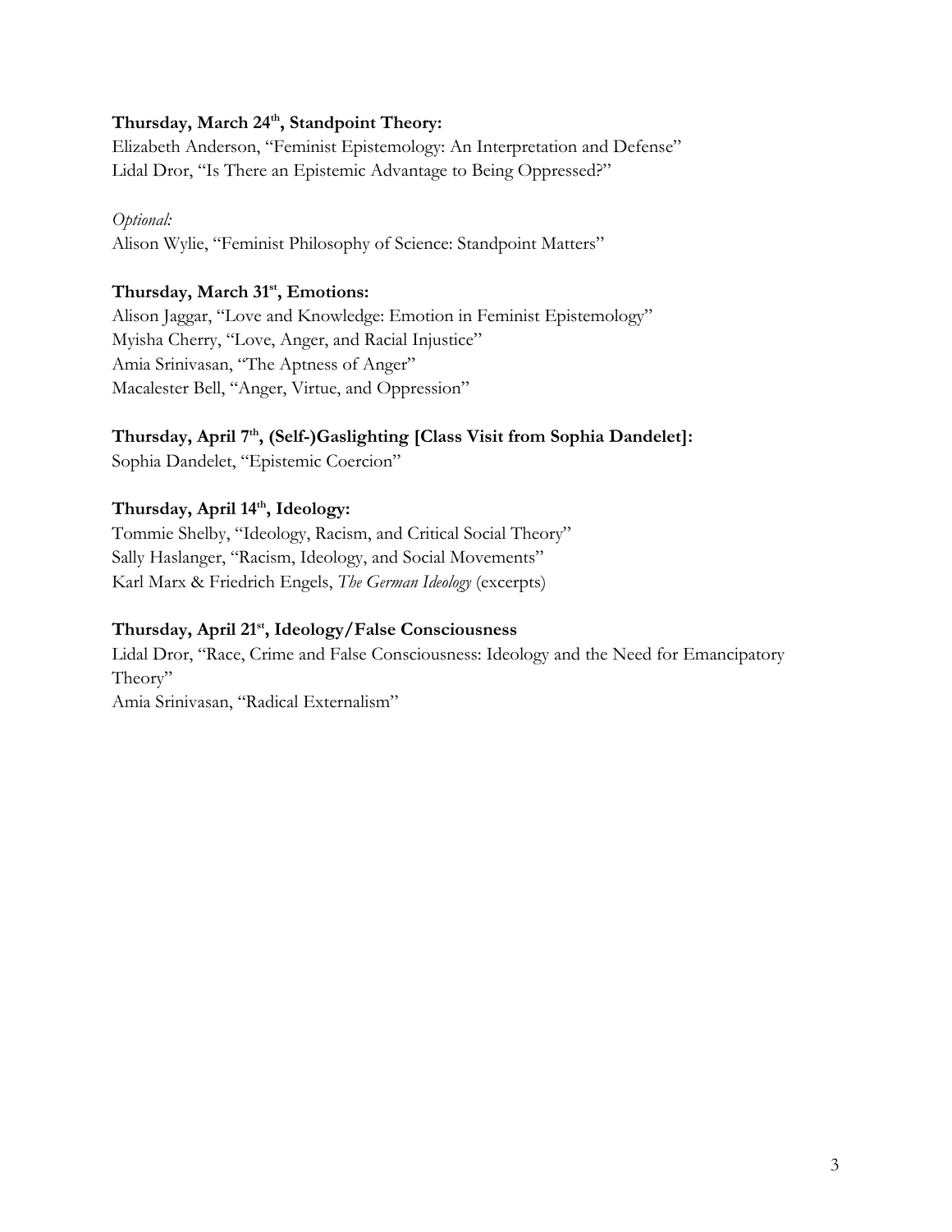**Thursday, March 24th, Standpoint Theory:**
Elizabeth Anderson, "Feminist Epistemology: An Interpretation and Defense"
Lidal Dror, "Is There an Epistemic Advantage to Being Oppressed?"

*Optional:*
Alison Wylie, "Feminist Philosophy of Science: Standpoint Matters"

**Thursday, March 31st, Emotions:**
Alison Jaggar, "Love and Knowledge: Emotion in Feminist Epistemology"
Myisha Cherry, "Love, Anger, and Racial Injustice"
Amia Srinivasan, "The Aptness of Anger"
Macalester Bell, "Anger, Virtue, and Oppression"

**Thursday, April 7th, (Self-)Gaslighting [Class Visit from Sophia Dandelet]:**
Sophia Dandelet, "Epistemic Coercion"

**Thursday, April 14th, Ideology:**
Tommie Shelby, "Ideology, Racism, and Critical Social Theory"
Sally Haslanger, "Racism, Ideology, and Social Movements"
Karl Marx & Friedrich Engels, *The German Ideology* (excerpts)

**Thursday, April 21st, Ideology/False Consciousness**
Lidal Dror, "Race, Crime and False Consciousness: Ideology and the Need for Emancipatory Theory"
Amia Srinivasan, "Radical Externalism"